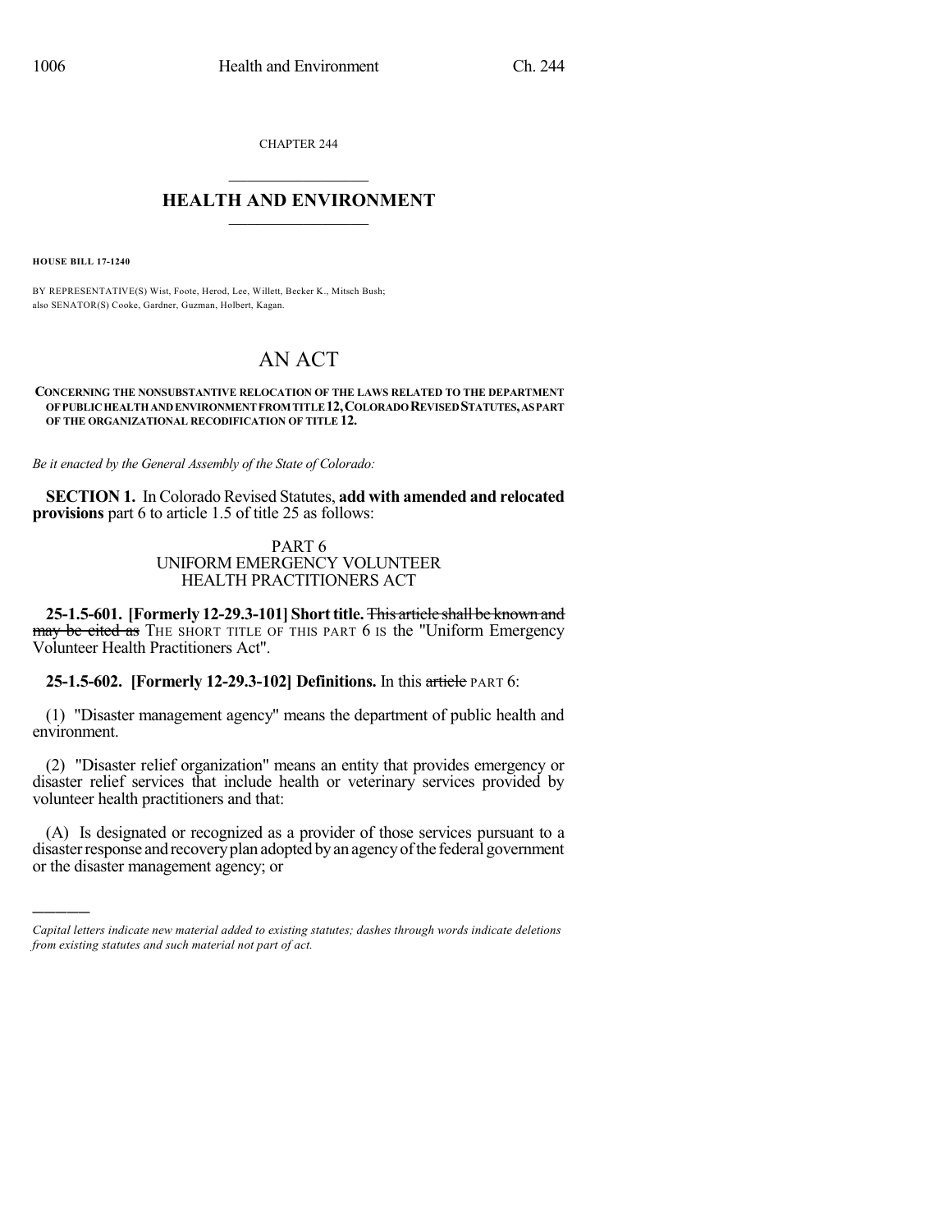CHAPTER 244

## HEALTH AND ENVIRONMENT

**HOUSE BILL 17-1240**

BY REPRESENTATIVE(S) Wist, Foote, Herod, Lee, Willett, Becker K., Mitsch Bush;
also SENATOR(S) Cooke, Gardner, Guzman, Holbert, Kagan.

# AN ACT

**CONCERNING THE NONSUBSTANTIVE RELOCATION OF THE LAWS RELATED TO THE DEPARTMENT OF PUBLIC HEALTH AND ENVIRONMENT FROM TITLE 12, COLORADO REVISED STATUTES, AS PART OF THE ORGANIZATIONAL RECODIFICATION OF TITLE 12.**

*Be it enacted by the General Assembly of the State of Colorado:*

**SECTION 1.** In Colorado Revised Statutes, **add with amended and relocated provisions** part 6 to article 1.5 of title 25 as follows:

PART 6
UNIFORM EMERGENCY VOLUNTEER
HEALTH PRACTITIONERS ACT

**25-1.5-601. [Formerly 12-29.3-101] Short title.** ~~This article shall be known and may be cited as~~ THE SHORT TITLE OF THIS PART 6 IS the "Uniform Emergency Volunteer Health Practitioners Act".

**25-1.5-602. [Formerly 12-29.3-102] Definitions.** In this ~~article~~ PART 6:

(1) "Disaster management agency" means the department of public health and environment.

(2) "Disaster relief organization" means an entity that provides emergency or disaster relief services that include health or veterinary services provided by volunteer health practitioners and that:

(A) Is designated or recognized as a provider of those services pursuant to a disaster response and recovery plan adopted by an agency of the federal government or the disaster management agency; or

---

*Capital letters indicate new material added to existing statutes; dashes through words indicate deletions from existing statutes and such material not part of act.*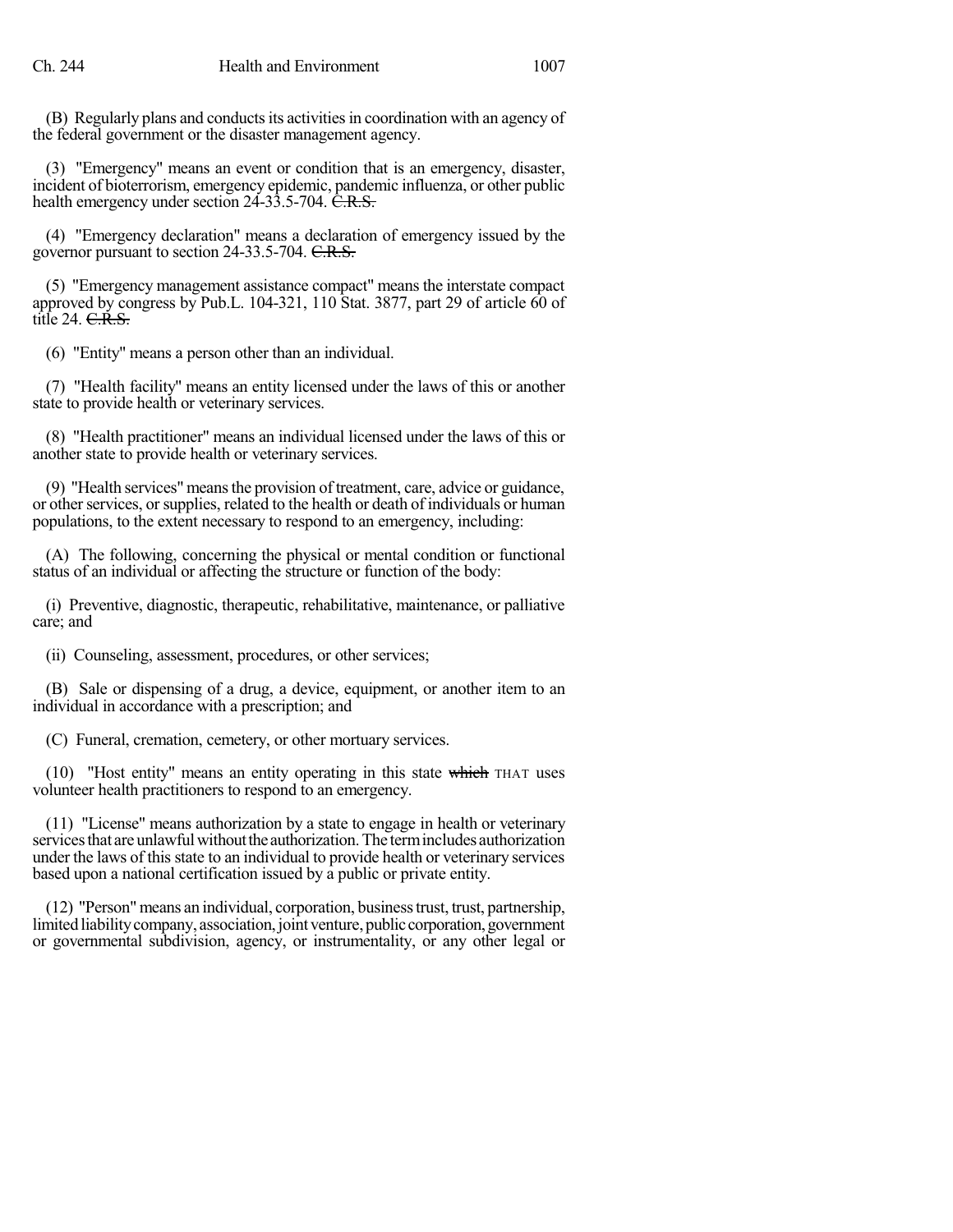(B) Regularly plans and conducts its activities in coordination with an agency of the federal government or the disaster management agency.

(3) "Emergency" means an event or condition that is an emergency, disaster, incident of bioterrorism, emergency epidemic, pandemic influenza, or other public health emergency under section 24-33.5-704. ~~C.R.S.~~

(4) "Emergency declaration" means a declaration of emergency issued by the governor pursuant to section 24-33.5-704. ~~C.R.S.~~

(5) "Emergency management assistance compact" means the interstate compact approved by congress by Pub.L. 104-321, 110 Stat. 3877, part 29 of article 60 of title 24. ~~C.R.S.~~

(6) "Entity" means a person other than an individual.

(7) "Health facility" means an entity licensed under the laws of this or another state to provide health or veterinary services.

(8) "Health practitioner" means an individual licensed under the laws of this or another state to provide health or veterinary services.

(9) "Health services" means the provision of treatment, care, advice or guidance, or other services, or supplies, related to the health or death of individuals or human populations, to the extent necessary to respond to an emergency, including:

(A) The following, concerning the physical or mental condition or functional status of an individual or affecting the structure or function of the body:

(i) Preventive, diagnostic, therapeutic, rehabilitative, maintenance, or palliative care; and

(ii) Counseling, assessment, procedures, or other services;

(B) Sale or dispensing of a drug, a device, equipment, or another item to an individual in accordance with a prescription; and

(C) Funeral, cremation, cemetery, or other mortuary services.

(10) "Host entity" means an entity operating in this state ~~which~~ THAT uses volunteer health practitioners to respond to an emergency.

(11) "License" means authorization by a state to engage in health or veterinary services that are unlawful without the authorization. The term includes authorization under the laws of this state to an individual to provide health or veterinary services based upon a national certification issued by a public or private entity.

(12) "Person" means an individual, corporation, business trust, trust, partnership, limited liability company, association, joint venture, public corporation, government or governmental subdivision, agency, or instrumentality, or any other legal or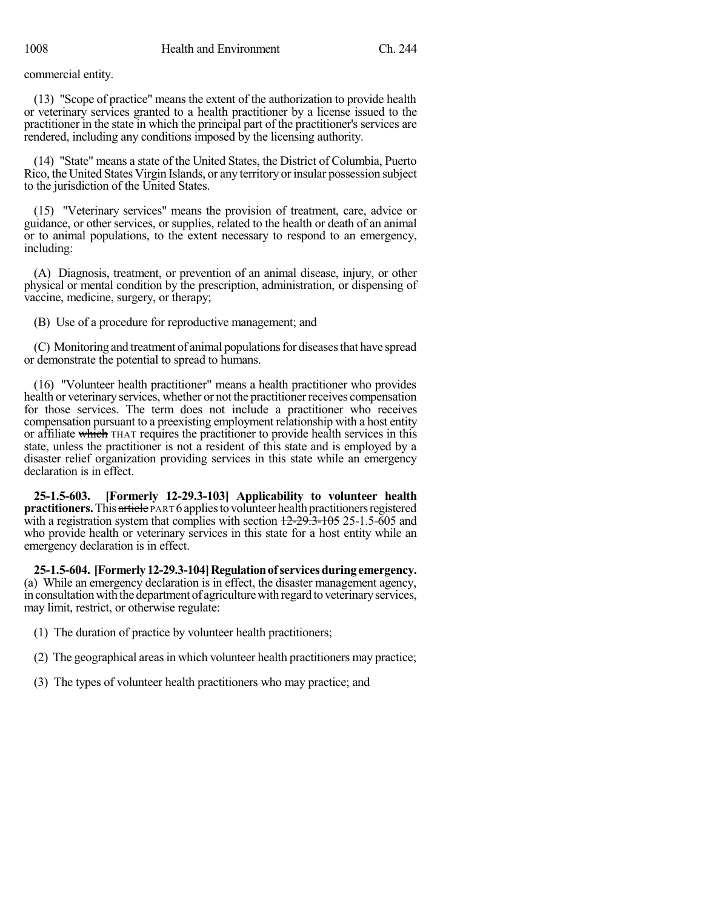commercial entity.

(13) "Scope of practice" means the extent of the authorization to provide health or veterinary services granted to a health practitioner by a license issued to the practitioner in the state in which the principal part of the practitioner's services are rendered, including any conditions imposed by the licensing authority.

(14) "State" means a state of the United States, the District of Columbia, Puerto Rico, the United States Virgin Islands, or any territory or insular possession subject to the jurisdiction of the United States.

(15) "Veterinary services" means the provision of treatment, care, advice or guidance, or other services, or supplies, related to the health or death of an animal or to animal populations, to the extent necessary to respond to an emergency, including:

(A) Diagnosis, treatment, or prevention of an animal disease, injury, or other physical or mental condition by the prescription, administration, or dispensing of vaccine, medicine, surgery, or therapy;

(B) Use of a procedure for reproductive management; and

(C) Monitoring and treatment of animal populations for diseases that have spread or demonstrate the potential to spread to humans.

(16) "Volunteer health practitioner" means a health practitioner who provides health or veterinary services, whether or not the practitioner receives compensation for those services. The term does not include a practitioner who receives compensation pursuant to a preexisting employment relationship with a host entity or affiliate ~~which~~ THAT requires the practitioner to provide health services in this state, unless the practitioner is not a resident of this state and is employed by a disaster relief organization providing services in this state while an emergency declaration is in effect.

**25-1.5-603. [Formerly 12-29.3-103] Applicability to volunteer health practitioners.** This ~~article~~ PART 6 applies to volunteer health practitioners registered with a registration system that complies with section ~~12-29.3-105~~ 25-1.5-605 and who provide health or veterinary services in this state for a host entity while an emergency declaration is in effect.

**25-1.5-604. [Formerly 12-29.3-104] Regulation of services during emergency.** (a) While an emergency declaration is in effect, the disaster management agency, in consultation with the department of agriculture with regard to veterinary services, may limit, restrict, or otherwise regulate:

(1) The duration of practice by volunteer health practitioners;

(2) The geographical areas in which volunteer health practitioners may practice;

(3) The types of volunteer health practitioners who may practice; and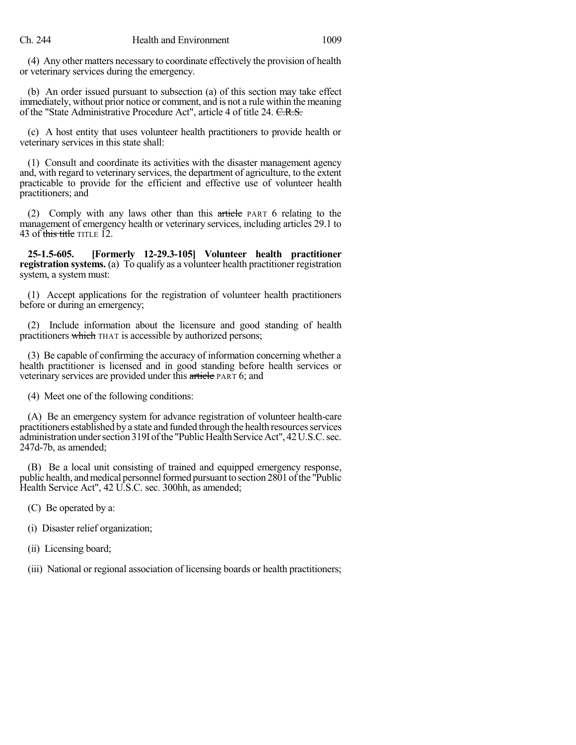(4) Any other matters necessary to coordinate effectively the provision of health or veterinary services during the emergency.

(b) An order issued pursuant to subsection (a) of this section may take effect immediately, without prior notice or comment, and is not a rule within the meaning of the "State Administrative Procedure Act", article 4 of title 24. ~~C.R.S.~~

(c) A host entity that uses volunteer health practitioners to provide health or veterinary services in this state shall:

(1) Consult and coordinate its activities with the disaster management agency and, with regard to veterinary services, the department of agriculture, to the extent practicable to provide for the efficient and effective use of volunteer health practitioners; and

(2) Comply with any laws other than this ~~article~~ PART 6 relating to the management of emergency health or veterinary services, including articles 29.1 to 43 of ~~this title~~ TITLE 12.

**25-1.5-605. [Formerly 12-29.3-105] Volunteer health practitioner registration systems.** (a) To qualify as a volunteer health practitioner registration system, a system must:

(1) Accept applications for the registration of volunteer health practitioners before or during an emergency;

(2) Include information about the licensure and good standing of health practitioners ~~which~~ THAT is accessible by authorized persons;

(3) Be capable of confirming the accuracy of information concerning whether a health practitioner is licensed and in good standing before health services or veterinary services are provided under this ~~article~~ PART 6; and

(4) Meet one of the following conditions:

(A) Be an emergency system for advance registration of volunteer health-care practitioners established by a state and funded through the health resources services administration under section 319I of the "Public Health Service Act", 42 U.S.C. sec. 247d-7b, as amended;

(B) Be a local unit consisting of trained and equipped emergency response, public health, and medical personnel formed pursuant to section 2801 of the "Public Health Service Act", 42 U.S.C. sec. 300hh, as amended;

(C) Be operated by a:

(i) Disaster relief organization;

(ii) Licensing board;

(iii) National or regional association of licensing boards or health practitioners;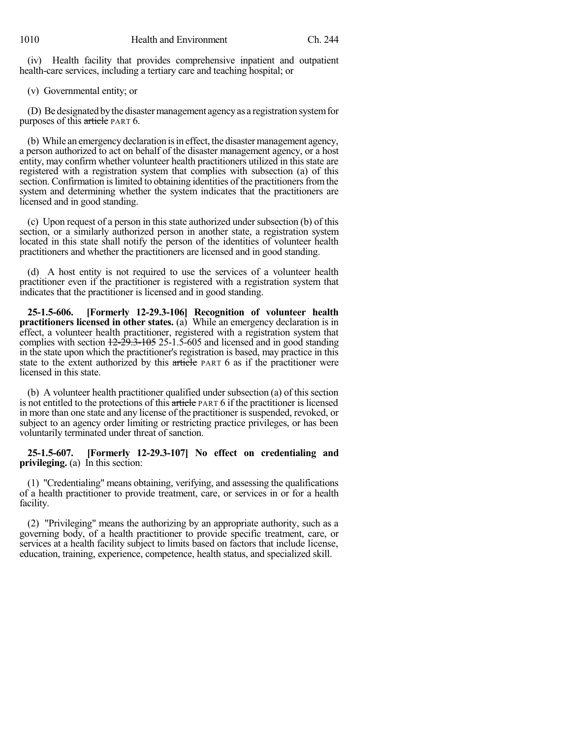(iv) Health facility that provides comprehensive inpatient and outpatient health-care services, including a tertiary care and teaching hospital; or

(v) Governmental entity; or

(D) Be designated by the disaster management agency as a registration system for purposes of this ~~article~~ PART 6.

(b) While an emergency declaration is in effect, the disaster management agency, a person authorized to act on behalf of the disaster management agency, or a host entity, may confirm whether volunteer health practitioners utilized in this state are registered with a registration system that complies with subsection (a) of this section. Confirmation is limited to obtaining identities of the practitioners from the system and determining whether the system indicates that the practitioners are licensed and in good standing.

(c) Upon request of a person in this state authorized under subsection (b) of this section, or a similarly authorized person in another state, a registration system located in this state shall notify the person of the identities of volunteer health practitioners and whether the practitioners are licensed and in good standing.

(d) A host entity is not required to use the services of a volunteer health practitioner even if the practitioner is registered with a registration system that indicates that the practitioner is licensed and in good standing.

**25-1.5-606. [Formerly 12-29.3-106] Recognition of volunteer health practitioners licensed in other states.** (a) While an emergency declaration is in effect, a volunteer health practitioner, registered with a registration system that complies with section ~~12-29.3-105~~ 25-1.5-605 and licensed and in good standing in the state upon which the practitioner's registration is based, may practice in this state to the extent authorized by this ~~article~~ PART 6 as if the practitioner were licensed in this state.

(b) A volunteer health practitioner qualified under subsection (a) of this section is not entitled to the protections of this ~~article~~ PART 6 if the practitioner is licensed in more than one state and any license of the practitioner is suspended, revoked, or subject to an agency order limiting or restricting practice privileges, or has been voluntarily terminated under threat of sanction.

**25-1.5-607. [Formerly 12-29.3-107] No effect on credentialing and privileging.** (a) In this section:

(1) "Credentialing" means obtaining, verifying, and assessing the qualifications of a health practitioner to provide treatment, care, or services in or for a health facility.

(2) "Privileging" means the authorizing by an appropriate authority, such as a governing body, of a health practitioner to provide specific treatment, care, or services at a health facility subject to limits based on factors that include license, education, training, experience, competence, health status, and specialized skill.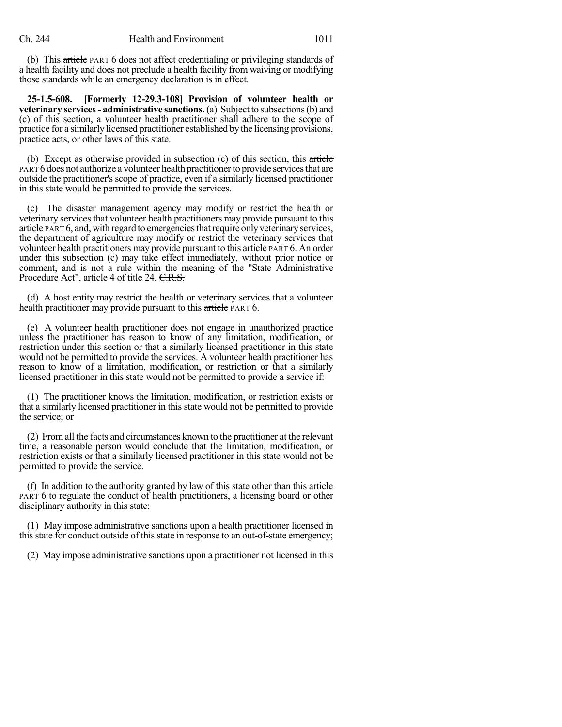(b) This ~~article~~ PART 6 does not affect credentialing or privileging standards of a health facility and does not preclude a health facility from waiving or modifying those standards while an emergency declaration is in effect.

**25-1.5-608. [Formerly 12-29.3-108] Provision of volunteer health or veterinary services - administrative sanctions.** (a) Subject to subsections (b) and (c) of this section, a volunteer health practitioner shall adhere to the scope of practice for a similarly licensed practitioner established by the licensing provisions, practice acts, or other laws of this state.

(b) Except as otherwise provided in subsection (c) of this section, this ~~article~~ PART 6 does not authorize a volunteer health practitioner to provide services that are outside the practitioner's scope of practice, even if a similarly licensed practitioner in this state would be permitted to provide the services.

(c) The disaster management agency may modify or restrict the health or veterinary services that volunteer health practitioners may provide pursuant to this ~~article~~ PART 6, and, with regard to emergencies that require only veterinary services, the department of agriculture may modify or restrict the veterinary services that volunteer health practitioners may provide pursuant to this ~~article~~ PART 6. An order under this subsection (c) may take effect immediately, without prior notice or comment, and is not a rule within the meaning of the "State Administrative Procedure Act", article 4 of title 24. ~~C.R.S.~~

(d) A host entity may restrict the health or veterinary services that a volunteer health practitioner may provide pursuant to this ~~article~~ PART 6.

(e) A volunteer health practitioner does not engage in unauthorized practice unless the practitioner has reason to know of any limitation, modification, or restriction under this section or that a similarly licensed practitioner in this state would not be permitted to provide the services. A volunteer health practitioner has reason to know of a limitation, modification, or restriction or that a similarly licensed practitioner in this state would not be permitted to provide a service if:

(1) The practitioner knows the limitation, modification, or restriction exists or that a similarly licensed practitioner in this state would not be permitted to provide the service; or

(2) From all the facts and circumstances known to the practitioner at the relevant time, a reasonable person would conclude that the limitation, modification, or restriction exists or that a similarly licensed practitioner in this state would not be permitted to provide the service.

(f) In addition to the authority granted by law of this state other than this ~~article~~ PART 6 to regulate the conduct of health practitioners, a licensing board or other disciplinary authority in this state:

(1) May impose administrative sanctions upon a health practitioner licensed in this state for conduct outside of this state in response to an out-of-state emergency;

(2) May impose administrative sanctions upon a practitioner not licensed in this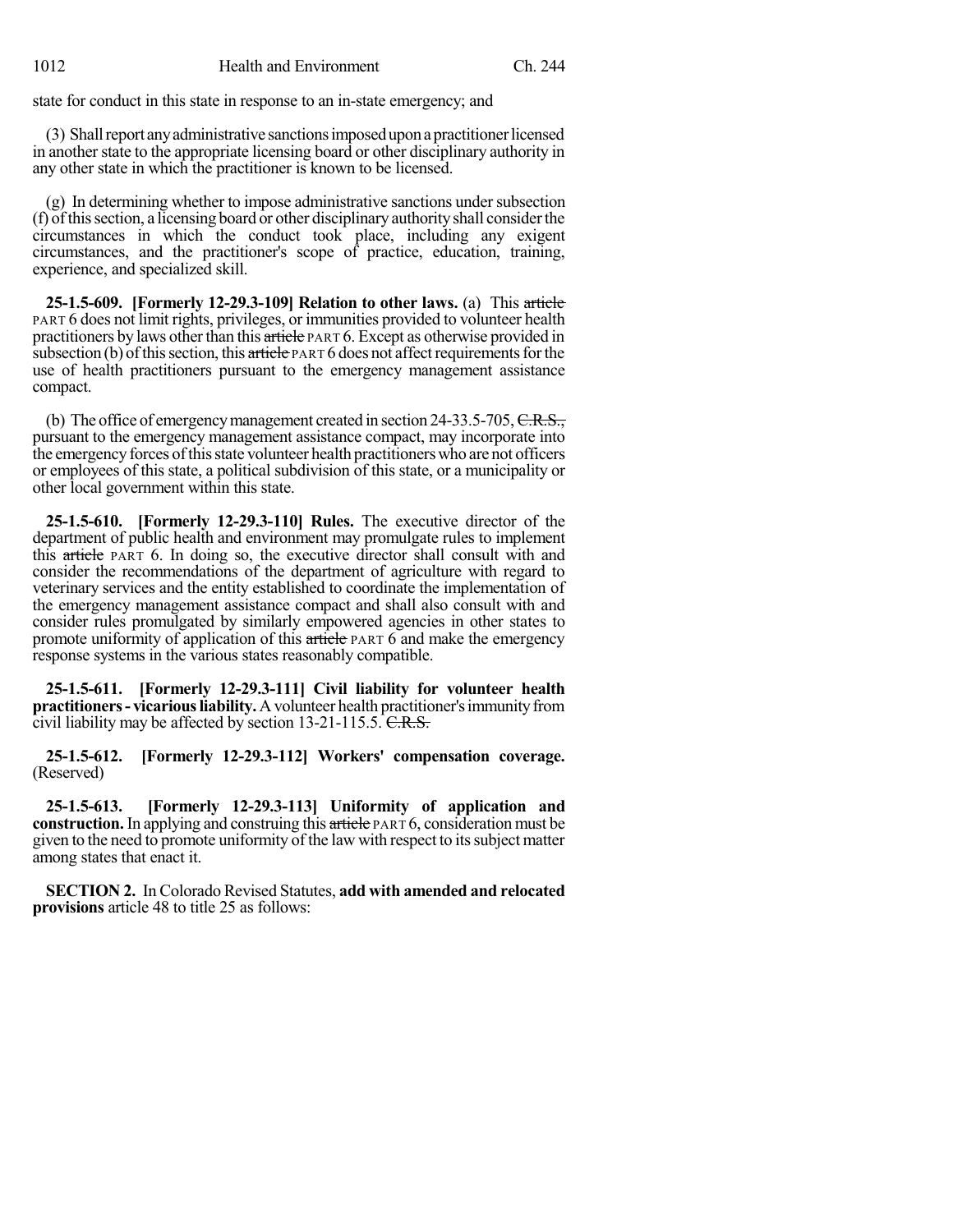state for conduct in this state in response to an in-state emergency; and

(3) Shall report any administrative sanctions imposed upon a practitioner licensed in another state to the appropriate licensing board or other disciplinary authority in any other state in which the practitioner is known to be licensed.

(g) In determining whether to impose administrative sanctions under subsection (f) of this section, a licensing board or other disciplinary authority shall consider the circumstances in which the conduct took place, including any exigent circumstances, and the practitioner's scope of practice, education, training, experience, and specialized skill.

**25-1.5-609. [Formerly 12-29.3-109] Relation to other laws.** (a) This ~~article~~ PART 6 does not limit rights, privileges, or immunities provided to volunteer health practitioners by laws other than this ~~article~~ PART 6. Except as otherwise provided in subsection (b) of this section, this ~~article~~ PART 6 does not affect requirements for the use of health practitioners pursuant to the emergency management assistance compact.

(b) The office of emergency management created in section 24-33.5-705, ~~C.R.S.,~~ pursuant to the emergency management assistance compact, may incorporate into the emergency forces of this state volunteer health practitioners who are not officers or employees of this state, a political subdivision of this state, or a municipality or other local government within this state.

**25-1.5-610. [Formerly 12-29.3-110] Rules.** The executive director of the department of public health and environment may promulgate rules to implement this ~~article~~ PART 6. In doing so, the executive director shall consult with and consider the recommendations of the department of agriculture with regard to veterinary services and the entity established to coordinate the implementation of the emergency management assistance compact and shall also consult with and consider rules promulgated by similarly empowered agencies in other states to promote uniformity of application of this ~~article~~ PART 6 and make the emergency response systems in the various states reasonably compatible.

**25-1.5-611. [Formerly 12-29.3-111] Civil liability for volunteer health practitioners - vicarious liability.** A volunteer health practitioner's immunity from civil liability may be affected by section 13-21-115.5. ~~C.R.S.~~

**25-1.5-612. [Formerly 12-29.3-112] Workers' compensation coverage.** (Reserved)

**25-1.5-613. [Formerly 12-29.3-113] Uniformity of application and construction.** In applying and construing this ~~article~~ PART 6, consideration must be given to the need to promote uniformity of the law with respect to its subject matter among states that enact it.

**SECTION 2.** In Colorado Revised Statutes, **add with amended and relocated provisions** article 48 to title 25 as follows: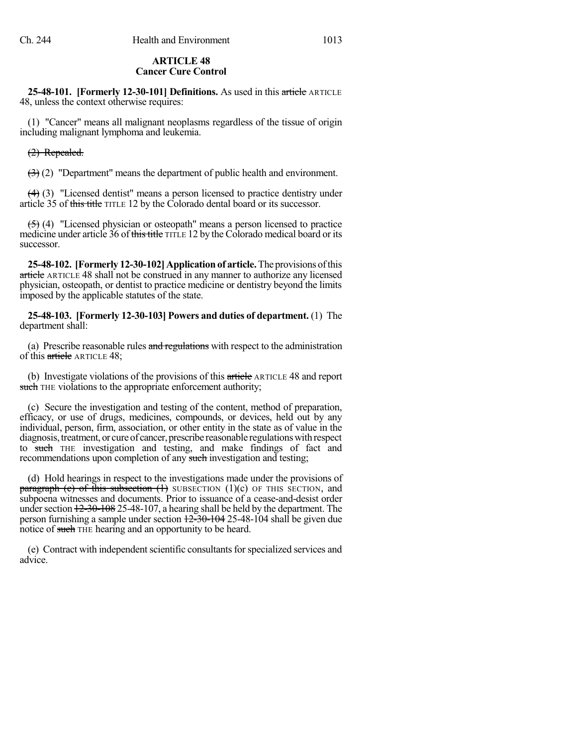**ARTICLE 48**
**Cancer Cure Control**

**25-48-101. [Formerly 12-30-101] Definitions.** As used in this ~~article~~ ARTICLE 48, unless the context otherwise requires:

(1) "Cancer" means all malignant neoplasms regardless of the tissue of origin including malignant lymphoma and leukemia.

~~(2) Repealed.~~

~~(3)~~ (2) "Department" means the department of public health and environment.

~~(4)~~ (3) "Licensed dentist" means a person licensed to practice dentistry under article 35 of ~~this title~~ TITLE 12 by the Colorado dental board or its successor.

~~(5)~~ (4) "Licensed physician or osteopath" means a person licensed to practice medicine under article 36 of ~~this title~~ TITLE 12 by the Colorado medical board or its successor.

**25-48-102. [Formerly 12-30-102] Application of article.** The provisions of this ~~article~~ ARTICLE 48 shall not be construed in any manner to authorize any licensed physician, osteopath, or dentist to practice medicine or dentistry beyond the limits imposed by the applicable statutes of the state.

**25-48-103. [Formerly 12-30-103] Powers and duties of department.** (1) The department shall:

(a) Prescribe reasonable rules ~~and regulations~~ with respect to the administration of this ~~article~~ ARTICLE 48;

(b) Investigate violations of the provisions of this ~~article~~ ARTICLE 48 and report ~~such~~ THE violations to the appropriate enforcement authority;

(c) Secure the investigation and testing of the content, method of preparation, efficacy, or use of drugs, medicines, compounds, or devices, held out by any individual, person, firm, association, or other entity in the state as of value in the diagnosis, treatment, or cure of cancer, prescribe reasonable regulations with respect to ~~such~~ THE investigation and testing, and make findings of fact and recommendations upon completion of any ~~such~~ investigation and testing;

(d) Hold hearings in respect to the investigations made under the provisions of ~~paragraph (c) of this subsection (1)~~ SUBSECTION (1)(c) OF THIS SECTION, and subpoena witnesses and documents. Prior to issuance of a cease-and-desist order under section ~~12-30-108~~ 25-48-107, a hearing shall be held by the department. The person furnishing a sample under section ~~12-30-104~~ 25-48-104 shall be given due notice of ~~such~~ THE hearing and an opportunity to be heard.

(e) Contract with independent scientific consultants for specialized services and advice.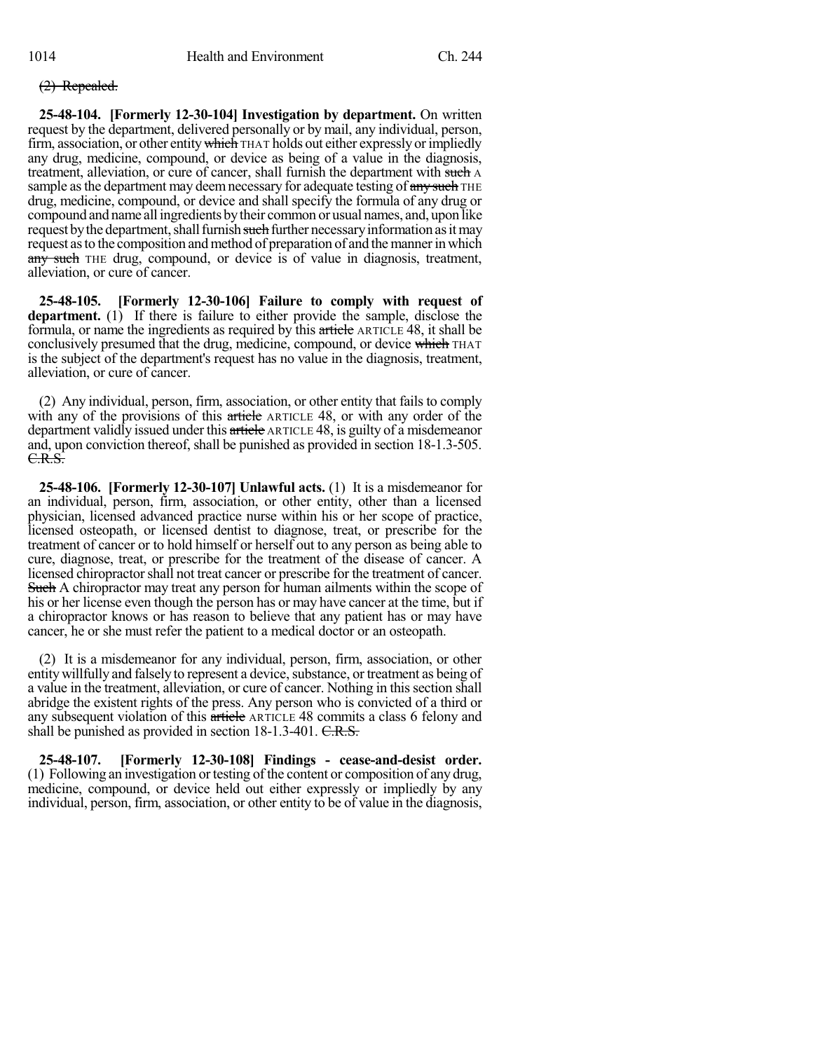~~(2) Repealed.~~

**25-48-104. [Formerly 12-30-104] Investigation by department.** On written request by the department, delivered personally or by mail, any individual, person, firm, association, or other entity ~~which~~ THAT holds out either expressly or impliedly any drug, medicine, compound, or device as being of a value in the diagnosis, treatment, alleviation, or cure of cancer, shall furnish the department with ~~such~~ A sample as the department may deem necessary for adequate testing of ~~any such~~ THE drug, medicine, compound, or device and shall specify the formula of any drug or compound and name all ingredients by their common or usual names, and, upon like request by the department, shall furnish ~~such~~ further necessary information as it may request as to the composition and method of preparation of and the manner in which ~~any such~~ THE drug, compound, or device is of value in diagnosis, treatment, alleviation, or cure of cancer.

**25-48-105. [Formerly 12-30-106] Failure to comply with request of department.** (1) If there is failure to either provide the sample, disclose the formula, or name the ingredients as required by this ~~article~~ ARTICLE 48, it shall be conclusively presumed that the drug, medicine, compound, or device ~~which~~ THAT is the subject of the department's request has no value in the diagnosis, treatment, alleviation, or cure of cancer.

(2) Any individual, person, firm, association, or other entity that fails to comply with any of the provisions of this ~~article~~ ARTICLE 48, or with any order of the department validly issued under this ~~article~~ ARTICLE 48, is guilty of a misdemeanor and, upon conviction thereof, shall be punished as provided in section 18-1.3-505. ~~C.R.S.~~

**25-48-106. [Formerly 12-30-107] Unlawful acts.** (1) It is a misdemeanor for an individual, person, firm, association, or other entity, other than a licensed physician, licensed advanced practice nurse within his or her scope of practice, licensed osteopath, or licensed dentist to diagnose, treat, or prescribe for the treatment of cancer or to hold himself or herself out to any person as being able to cure, diagnose, treat, or prescribe for the treatment of the disease of cancer. A licensed chiropractor shall not treat cancer or prescribe for the treatment of cancer. ~~Such~~ A chiropractor may treat any person for human ailments within the scope of his or her license even though the person has or may have cancer at the time, but if a chiropractor knows or has reason to believe that any patient has or may have cancer, he or she must refer the patient to a medical doctor or an osteopath.

(2) It is a misdemeanor for any individual, person, firm, association, or other entity willfully and falsely to represent a device, substance, or treatment as being of a value in the treatment, alleviation, or cure of cancer. Nothing in this section shall abridge the existent rights of the press. Any person who is convicted of a third or any subsequent violation of this ~~article~~ ARTICLE 48 commits a class 6 felony and shall be punished as provided in section 18-1.3-401. ~~C.R.S.~~

**25-48-107. [Formerly 12-30-108] Findings - cease-and-desist order.** (1) Following an investigation or testing of the content or composition of any drug, medicine, compound, or device held out either expressly or impliedly by any individual, person, firm, association, or other entity to be of value in the diagnosis,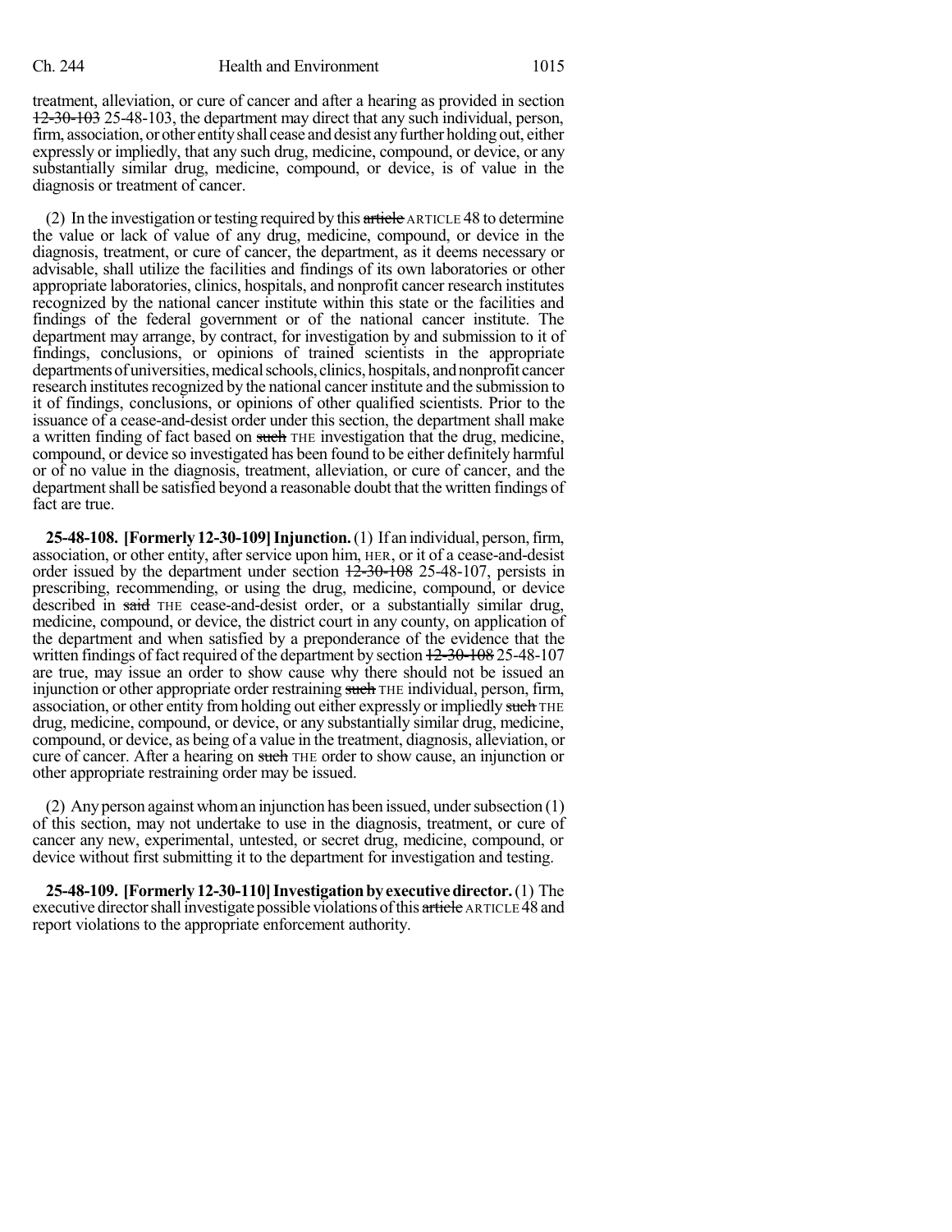treatment, alleviation, or cure of cancer and after a hearing as provided in section ~~12-30-103~~ 25-48-103, the department may direct that any such individual, person, firm, association, or other entity shall cease and desist any further holding out, either expressly or impliedly, that any such drug, medicine, compound, or device, or any substantially similar drug, medicine, compound, or device, is of value in the diagnosis or treatment of cancer.

(2) In the investigation or testing required by this ~~article~~ ARTICLE 48 to determine the value or lack of value of any drug, medicine, compound, or device in the diagnosis, treatment, or cure of cancer, the department, as it deems necessary or advisable, shall utilize the facilities and findings of its own laboratories or other appropriate laboratories, clinics, hospitals, and nonprofit cancer research institutes recognized by the national cancer institute within this state or the facilities and findings of the federal government or of the national cancer institute. The department may arrange, by contract, for investigation by and submission to it of findings, conclusions, or opinions of trained scientists in the appropriate departments of universities, medical schools, clinics, hospitals, and nonprofit cancer research institutes recognized by the national cancer institute and the submission to it of findings, conclusions, or opinions of other qualified scientists. Prior to the issuance of a cease-and-desist order under this section, the department shall make a written finding of fact based on ~~such~~ THE investigation that the drug, medicine, compound, or device so investigated has been found to be either definitely harmful or of no value in the diagnosis, treatment, alleviation, or cure of cancer, and the department shall be satisfied beyond a reasonable doubt that the written findings of fact are true.

**25-48-108. [Formerly 12-30-109] Injunction.** (1) If an individual, person, firm, association, or other entity, after service upon him, HER, or it of a cease-and-desist order issued by the department under section ~~12-30-108~~ 25-48-107, persists in prescribing, recommending, or using the drug, medicine, compound, or device described in ~~said~~ THE cease-and-desist order, or a substantially similar drug, medicine, compound, or device, the district court in any county, on application of the department and when satisfied by a preponderance of the evidence that the written findings of fact required of the department by section ~~12-30-108~~ 25-48-107 are true, may issue an order to show cause why there should not be issued an injunction or other appropriate order restraining ~~such~~ THE individual, person, firm, association, or other entity from holding out either expressly or impliedly ~~such~~ THE drug, medicine, compound, or device, or any substantially similar drug, medicine, compound, or device, as being of a value in the treatment, diagnosis, alleviation, or cure of cancer. After a hearing on ~~such~~ THE order to show cause, an injunction or other appropriate restraining order may be issued.

(2) Any person against whom an injunction has been issued, under subsection (1) of this section, may not undertake to use in the diagnosis, treatment, or cure of cancer any new, experimental, untested, or secret drug, medicine, compound, or device without first submitting it to the department for investigation and testing.

**25-48-109. [Formerly 12-30-110] Investigation by executive director.** (1) The executive director shall investigate possible violations of this ~~article~~ ARTICLE 48 and report violations to the appropriate enforcement authority.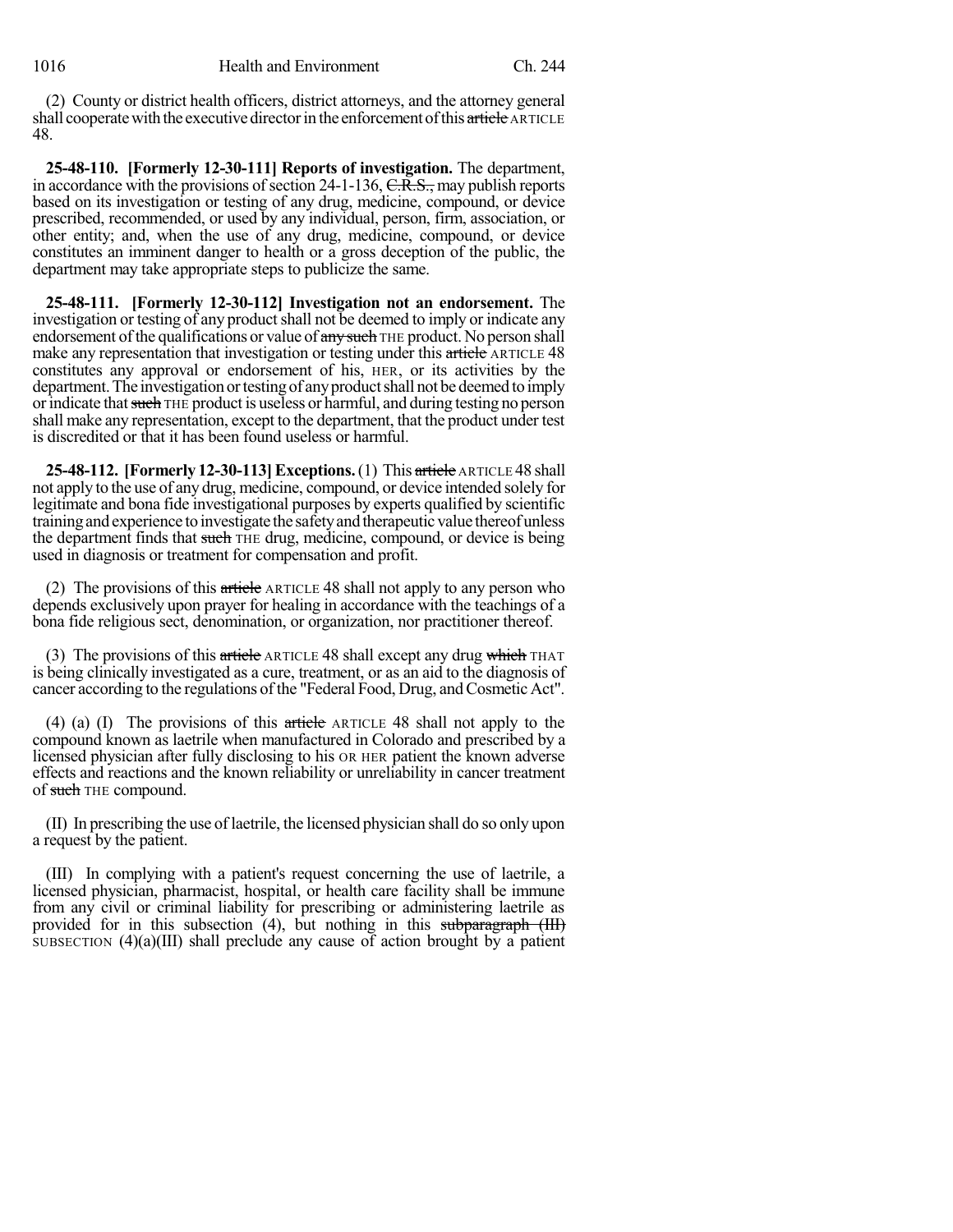(2) County or district health officers, district attorneys, and the attorney general shall cooperate with the executive director in the enforcement of this ~~article~~ ARTICLE 48.

**25-48-110. [Formerly 12-30-111] Reports of investigation.** The department, in accordance with the provisions of section 24-1-136, ~~C.R.S.,~~ may publish reports based on its investigation or testing of any drug, medicine, compound, or device prescribed, recommended, or used by any individual, person, firm, association, or other entity; and, when the use of any drug, medicine, compound, or device constitutes an imminent danger to health or a gross deception of the public, the department may take appropriate steps to publicize the same.

**25-48-111. [Formerly 12-30-112] Investigation not an endorsement.** The investigation or testing of any product shall not be deemed to imply or indicate any endorsement of the qualifications or value of ~~any such~~ THE product. No person shall make any representation that investigation or testing under this ~~article~~ ARTICLE 48 constitutes any approval or endorsement of his, HER, or its activities by the department. The investigation or testing of any product shall not be deemed to imply or indicate that ~~such~~ THE product is useless or harmful, and during testing no person shall make any representation, except to the department, that the product under test is discredited or that it has been found useless or harmful.

**25-48-112. [Formerly 12-30-113] Exceptions.** (1) This ~~article~~ ARTICLE 48 shall not apply to the use of any drug, medicine, compound, or device intended solely for legitimate and bona fide investigational purposes by experts qualified by scientific training and experience to investigate the safety and therapeutic value thereof unless the department finds that ~~such~~ THE drug, medicine, compound, or device is being used in diagnosis or treatment for compensation and profit.

(2) The provisions of this ~~article~~ ARTICLE 48 shall not apply to any person who depends exclusively upon prayer for healing in accordance with the teachings of a bona fide religious sect, denomination, or organization, nor practitioner thereof.

(3) The provisions of this ~~article~~ ARTICLE 48 shall except any drug ~~which~~ THAT is being clinically investigated as a cure, treatment, or as an aid to the diagnosis of cancer according to the regulations of the "Federal Food, Drug, and Cosmetic Act".

(4) (a) (I) The provisions of this ~~article~~ ARTICLE 48 shall not apply to the compound known as laetrile when manufactured in Colorado and prescribed by a licensed physician after fully disclosing to his OR HER patient the known adverse effects and reactions and the known reliability or unreliability in cancer treatment of ~~such~~ THE compound.

(II) In prescribing the use of laetrile, the licensed physician shall do so only upon a request by the patient.

(III) In complying with a patient's request concerning the use of laetrile, a licensed physician, pharmacist, hospital, or health care facility shall be immune from any civil or criminal liability for prescribing or administering laetrile as provided for in this subsection (4), but nothing in this ~~subparagraph (III)~~ SUBSECTION (4)(a)(III) shall preclude any cause of action brought by a patient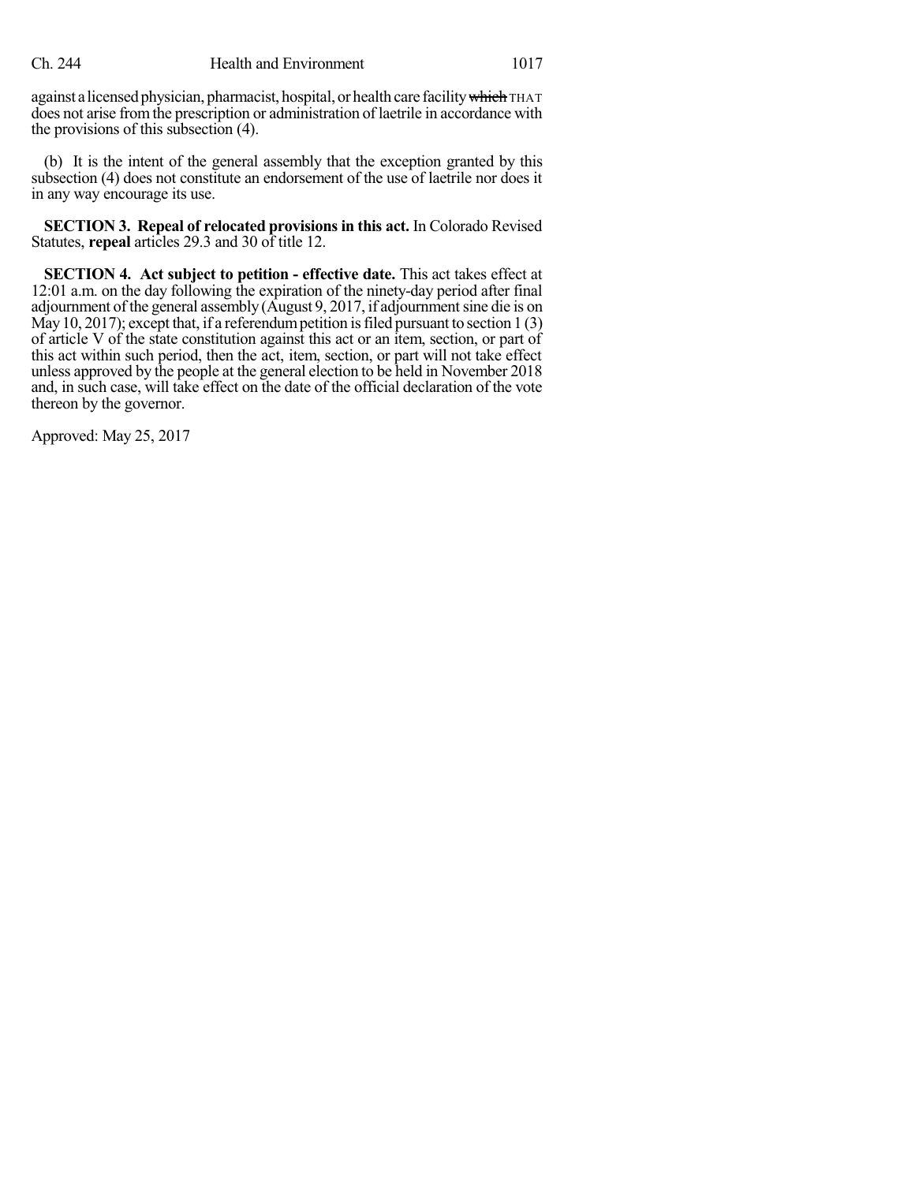against a licensed physician, pharmacist, hospital, or health care facility ~~which~~ THAT does not arise from the prescription or administration of laetrile in accordance with the provisions of this subsection (4).

(b) It is the intent of the general assembly that the exception granted by this subsection (4) does not constitute an endorsement of the use of laetrile nor does it in any way encourage its use.

**SECTION 3. Repeal of relocated provisions in this act.** In Colorado Revised Statutes, **repeal** articles 29.3 and 30 of title 12.

**SECTION 4. Act subject to petition - effective date.** This act takes effect at 12:01 a.m. on the day following the expiration of the ninety-day period after final adjournment of the general assembly (August 9, 2017, if adjournment sine die is on May 10, 2017); except that, if a referendum petition is filed pursuant to section 1 (3) of article V of the state constitution against this act or an item, section, or part of this act within such period, then the act, item, section, or part will not take effect unless approved by the people at the general election to be held in November 2018 and, in such case, will take effect on the date of the official declaration of the vote thereon by the governor.

Approved: May 25, 2017